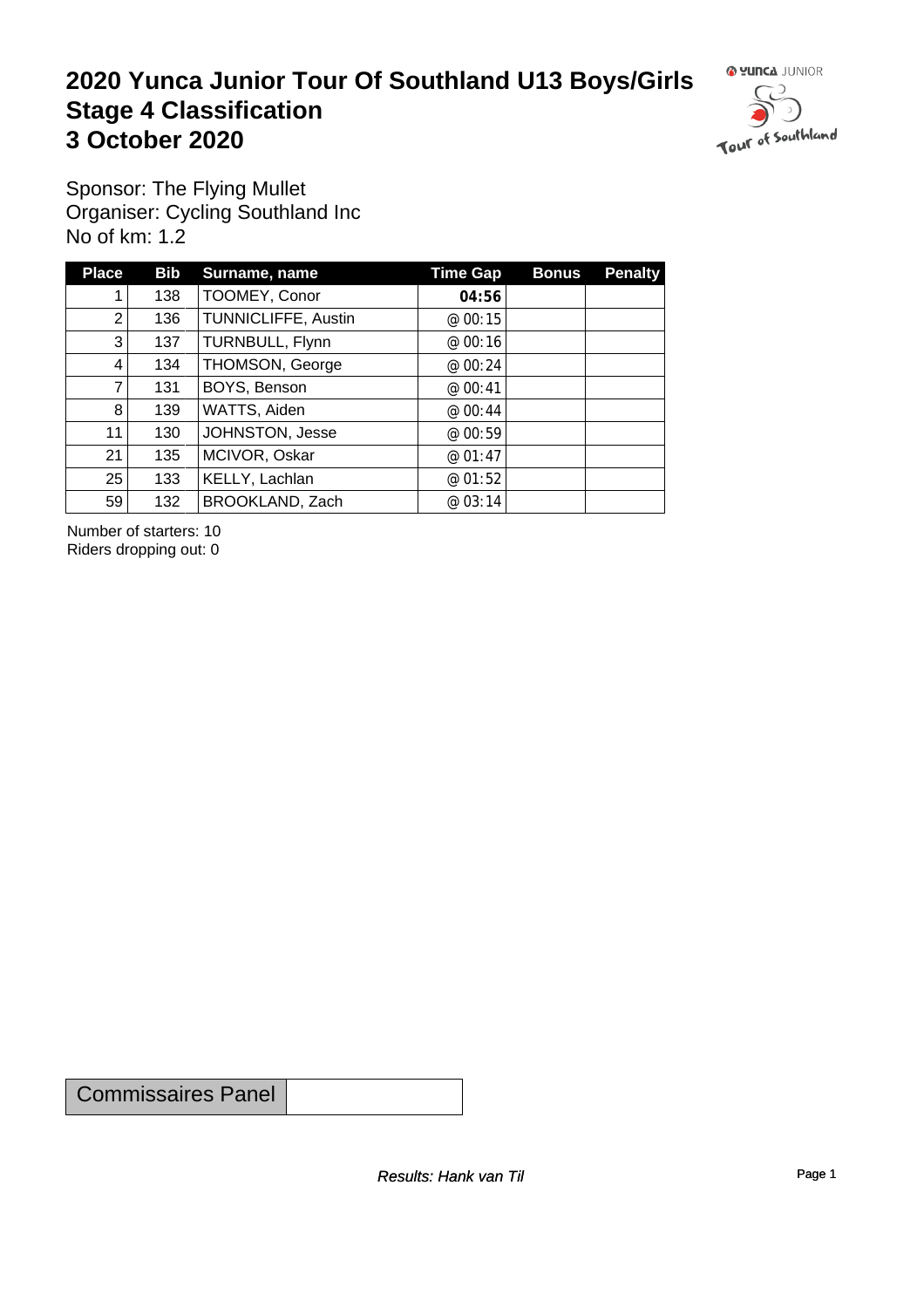# 2020 Yunca Junior Tour Of Southland U13 Boys/Girls
# Stage 4 Classification
# 3 October 2020

Sponsor: The Flying Mullet
Organiser: Cycling Southland Inc
No of km: 1.2

| Place | Bib | Surname, name | Time Gap | Bonus | Penalty |
|---|---|---|---|---|---|
| 1 | 138 | TOOMEY, Conor | **04:56** | | |
| 2 | 136 | TUNNICLIFFE, Austin | @ 00:15 | | |
| 3 | 137 | TURNBULL, Flynn | @ 00:16 | | |
| 4 | 134 | THOMSON, George | @ 00:24 | | |
| 7 | 131 | BOYS, Benson | @ 00:41 | | |
| 8 | 139 | WATTS, Aiden | @ 00:44 | | |
| 11 | 130 | JOHNSTON, Jesse | @ 00:59 | | |
| 21 | 135 | MCIVOR, Oskar | @ 01:47 | | |
| 25 | 133 | KELLY, Lachlan | @ 01:52 | | |
| 59 | 132 | BROOKLAND, Zach | @ 03:14 | | |

Number of starters: 10
Riders dropping out: 0

| Commissaires Panel | |
|---|---|

*Results: Hank van Til*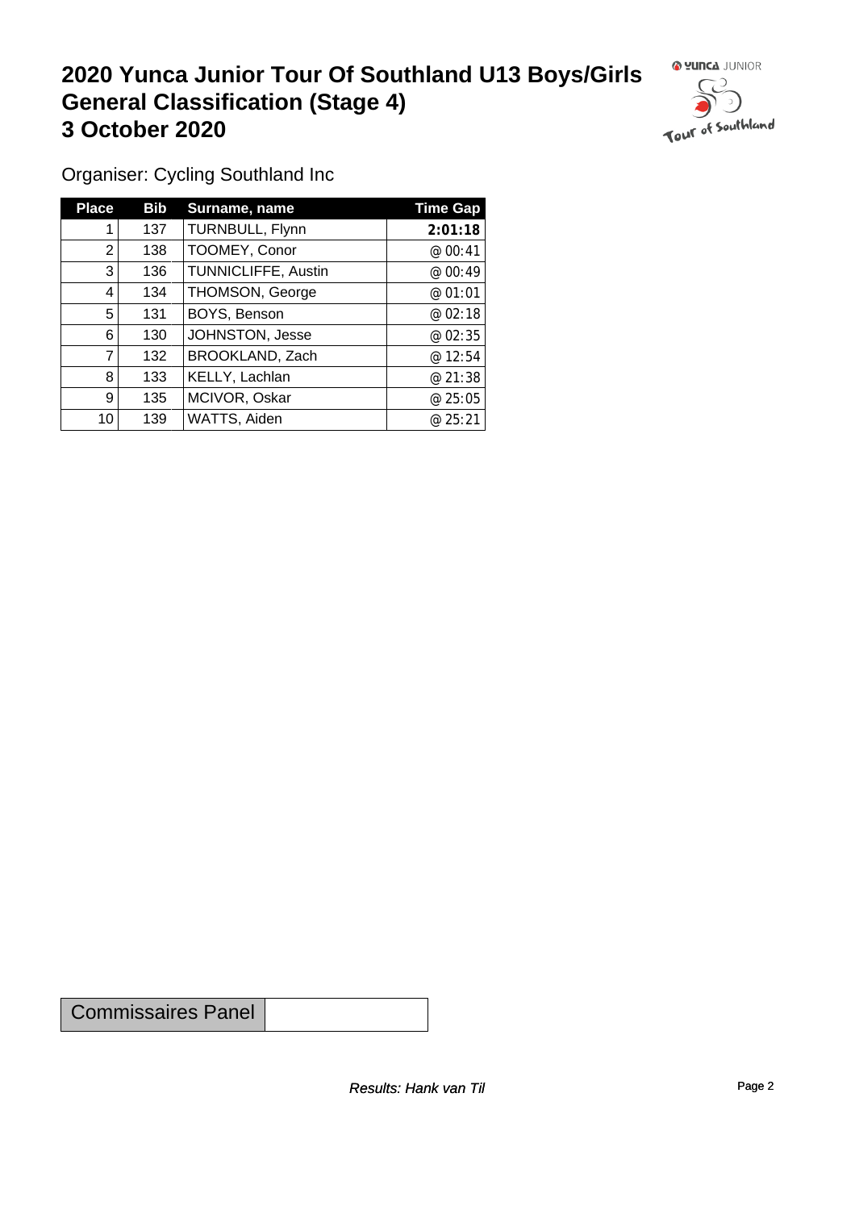# 2020 Yunca Junior Tour Of Southland U13 Boys/Girls General Classification (Stage 4) 3 October 2020

Organiser: Cycling Southland Inc

| Place | Bib | Surname, name | Time Gap |
|---|---|---|---|
| 1 | 137 | TURNBULL, Flynn | **2:01:18** |
| 2 | 138 | TOOMEY, Conor | @ 00:41 |
| 3 | 136 | TUNNICLIFFE, Austin | @ 00:49 |
| 4 | 134 | THOMSON, George | @ 01:01 |
| 5 | 131 | BOYS, Benson | @ 02:18 |
| 6 | 130 | JOHNSTON, Jesse | @ 02:35 |
| 7 | 132 | BROOKLAND, Zach | @ 12:54 |
| 8 | 133 | KELLY, Lachlan | @ 21:38 |
| 9 | 135 | MCIVOR, Oskar | @ 25:05 |
| 10 | 139 | WATTS, Aiden | @ 25:21 |

| Commissaires Panel | |
|---|---|

*Results: Hank van Til*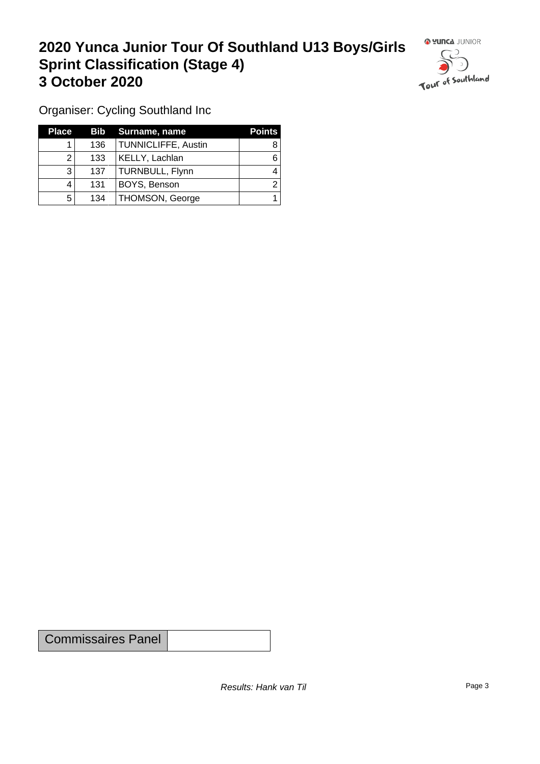# 2020 Yunca Junior Tour Of Southland U13 Boys/Girls Sprint Classification (Stage 4) 3 October 2020

Organiser: Cycling Southland Inc

| Place | Bib | Surname, name | Points |
|---|---|---|---|
| 1 | 136 | TUNNICLIFFE, Austin | 8 |
| 2 | 133 | KELLY, Lachlan | 6 |
| 3 | 137 | TURNBULL, Flynn | 4 |
| 4 | 131 | BOYS, Benson | 2 |
| 5 | 134 | THOMSON, George | 1 |

| Commissaires Panel | |
|---|---|

*Results: Hank van Til*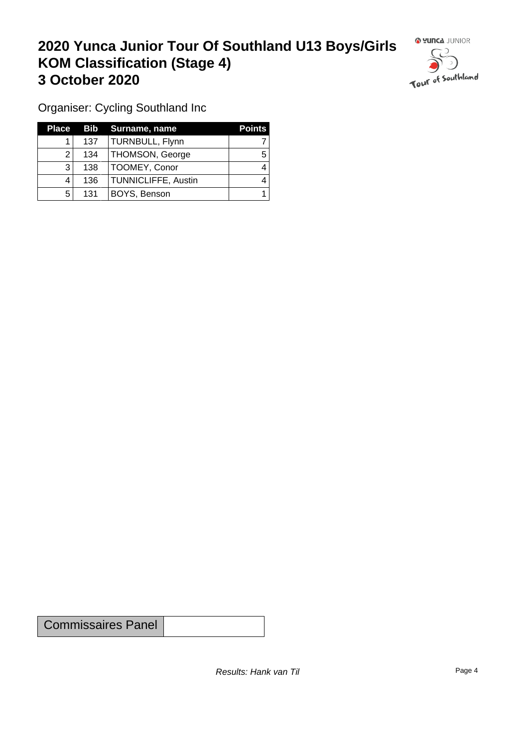# 2020 Yunca Junior Tour Of Southland U13 Boys/Girls KOM Classification (Stage 4)
# 3 October 2020

Organiser: Cycling Southland Inc

| Place | Bib | Surname, name | Points |
|---|---|---|---|
| 1 | 137 | TURNBULL, Flynn | 7 |
| 2 | 134 | THOMSON, George | 5 |
| 3 | 138 | TOOMEY, Conor | 4 |
| 4 | 136 | TUNNICLIFFE, Austin | 4 |
| 5 | 131 | BOYS, Benson | 1 |

| Commissaires Panel | |
|---|---|

*Results: Hank van Til*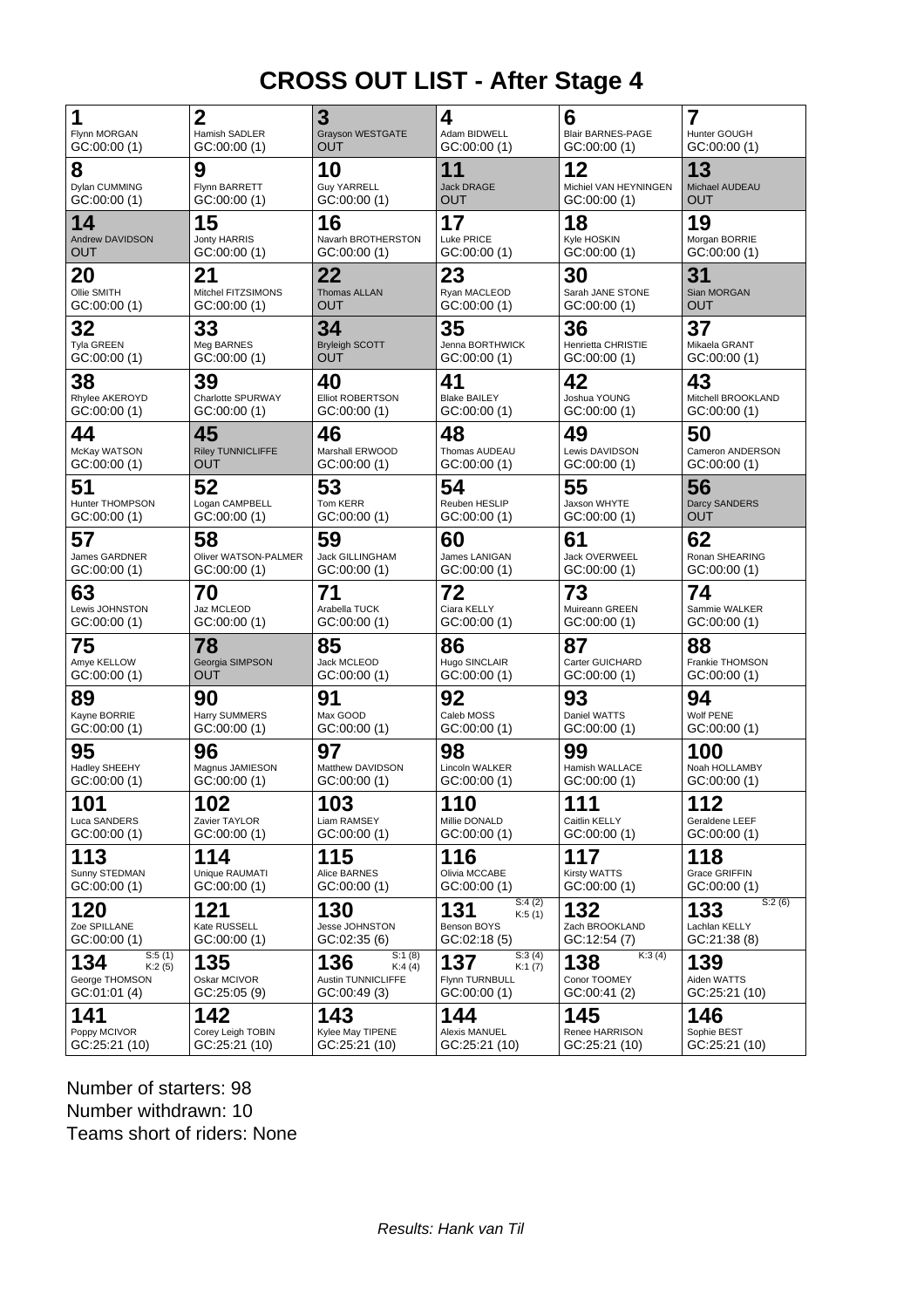# CROSS OUT LIST - After Stage 4

| | | | | | |
|---|---|---|---|---|---|
| **1** Flynn MORGAN GC:00:00 (1) | **2** Hamish SADLER GC:00:00 (1) | **3** Grayson WESTGATE OUT | **4** Adam BIDWELL GC:00:00 (1) | **6** Blair BARNES-PAGE GC:00:00 (1) | **7** Hunter GOUGH GC:00:00 (1) |
| **8** Dylan CUMMING GC:00:00 (1) | **9** Flynn BARRETT GC:00:00 (1) | **10** Guy YARRELL GC:00:00 (1) | **11** Jack DRAGE OUT | **12** Michiel VAN HEYNINGEN GC:00:00 (1) | **13** Michael AUDEAU OUT |
| **14** Andrew DAVIDSON OUT | **15** Jonty HARRIS GC:00:00 (1) | **16** Navarh BROTHERSTON GC:00:00 (1) | **17** Luke PRICE GC:00:00 (1) | **18** Kyle HOSKIN GC:00:00 (1) | **19** Morgan BORRIE GC:00:00 (1) |
| **20** Ollie SMITH GC:00:00 (1) | **21** Mitchel FITZSIMONS GC:00:00 (1) | **22** Thomas ALLAN OUT | **23** Ryan MACLEOD GC:00:00 (1) | **30** Sarah JANE STONE GC:00:00 (1) | **31** Sian MORGAN OUT |
| **32** Tyla GREEN GC:00:00 (1) | **33** Meg BARNES GC:00:00 (1) | **34** Bryleigh SCOTT OUT | **35** Jenna BORTHWICK GC:00:00 (1) | **36** Henrietta CHRISTIE GC:00:00 (1) | **37** Mikaela GRANT GC:00:00 (1) |
| **38** Rhylee AKEROYD GC:00:00 (1) | **39** Charlotte SPURWAY GC:00:00 (1) | **40** Elliot ROBERTSON GC:00:00 (1) | **41** Blake BAILEY GC:00:00 (1) | **42** Joshua YOUNG GC:00:00 (1) | **43** Mitchell BROOKLAND GC:00:00 (1) |
| **44** McKay WATSON GC:00:00 (1) | **45** Riley TUNNICLIFFE OUT | **46** Marshall ERWOOD GC:00:00 (1) | **48** Thomas AUDEAU GC:00:00 (1) | **49** Lewis DAVIDSON GC:00:00 (1) | **50** Cameron ANDERSON GC:00:00 (1) |
| **51** Hunter THOMPSON GC:00:00 (1) | **52** Logan CAMPBELL GC:00:00 (1) | **53** Tom KERR GC:00:00 (1) | **54** Reuben HESLIP GC:00:00 (1) | **55** Jaxson WHYTE GC:00:00 (1) | **56** Darcy SANDERS OUT |
| **57** James GARDNER GC:00:00 (1) | **58** Oliver WATSON-PALMER GC:00:00 (1) | **59** Jack GILLINGHAM GC:00:00 (1) | **60** James LANIGAN GC:00:00 (1) | **61** Jack OVERWEEL GC:00:00 (1) | **62** Ronan SHEARING GC:00:00 (1) |
| **63** Lewis JOHNSTON GC:00:00 (1) | **70** Jaz MCLEOD GC:00:00 (1) | **71** Arabella TUCK GC:00:00 (1) | **72** Ciara KELLY GC:00:00 (1) | **73** Muireann GREEN GC:00:00 (1) | **74** Sammie WALKER GC:00:00 (1) |
| **75** Amye KELLOW GC:00:00 (1) | **78** Georgia SIMPSON OUT | **85** Jack MCLEOD GC:00:00 (1) | **86** Hugo SINCLAIR GC:00:00 (1) | **87** Carter GUICHARD GC:00:00 (1) | **88** Frankie THOMSON GC:00:00 (1) |
| **89** Kayne BORRIE GC:00:00 (1) | **90** Harry SUMMERS GC:00:00 (1) | **91** Max GOOD GC:00:00 (1) | **92** Caleb MOSS GC:00:00 (1) | **93** Daniel WATTS GC:00:00 (1) | **94** Wolf PENE GC:00:00 (1) |
| **95** Hadley SHEEHY GC:00:00 (1) | **96** Magnus JAMIESON GC:00:00 (1) | **97** Matthew DAVIDSON GC:00:00 (1) | **98** Lincoln WALKER GC:00:00 (1) | **99** Hamish WALLACE GC:00:00 (1) | **100** Noah HOLLAMBY GC:00:00 (1) |
| **101** Luca SANDERS GC:00:00 (1) | **102** Zavier TAYLOR GC:00:00 (1) | **103** Liam RAMSEY GC:00:00 (1) | **110** Millie DONALD GC:00:00 (1) | **111** Caitlin KELLY GC:00:00 (1) | **112** Geraldene LEEF GC:00:00 (1) |
| **113** Sunny STEDMAN GC:00:00 (1) | **114** Unique RAUMATI GC:00:00 (1) | **115** Alice BARNES GC:00:00 (1) | **116** Olivia MCCABE GC:00:00 (1) | **117** Kirsty WATTS GC:00:00 (1) | **118** Grace GRIFFIN GC:00:00 (1) |
| **120** Zoe SPILLANE GC:00:00 (1) | **121** Kate RUSSELL GC:00:00 (1) | **130** Jesse JOHNSTON GC:02:35 (6) | **131** S:4 (2) K:5 (1) Benson BOYS GC:02:18 (5) | **132** Zach BROOKLAND GC:12:54 (7) | **133** S:2 (6) Lachlan KELLY GC:21:38 (8) |
| **134** S:5 (1) K:2 (5) George THOMSON GC:01:01 (4) | **135** Oskar MCIVOR GC:25:05 (9) | **136** S:1 (8) K:4 (4) Austin TUNNICLIFFE GC:00:49 (3) | **137** S:3 (4) K:1 (7) Flynn TURNBULL GC:00:00 (1) | **138** K:3 (4) Conor TOOMEY GC:00:41 (2) | **139** Aiden WATTS GC:25:21 (10) |
| **141** Poppy MCIVOR GC:25:21 (10) | **142** Corey Leigh TOBIN GC:25:21 (10) | **143** Kylee May TIPENE GC:25:21 (10) | **144** Alexis MANUEL GC:25:21 (10) | **145** Renee HARRISON GC:25:21 (10) | **146** Sophie BEST GC:25:21 (10) |

Number of starters: 98
Number withdrawn: 10
Teams short of riders: None

*Results: Hank van Til*